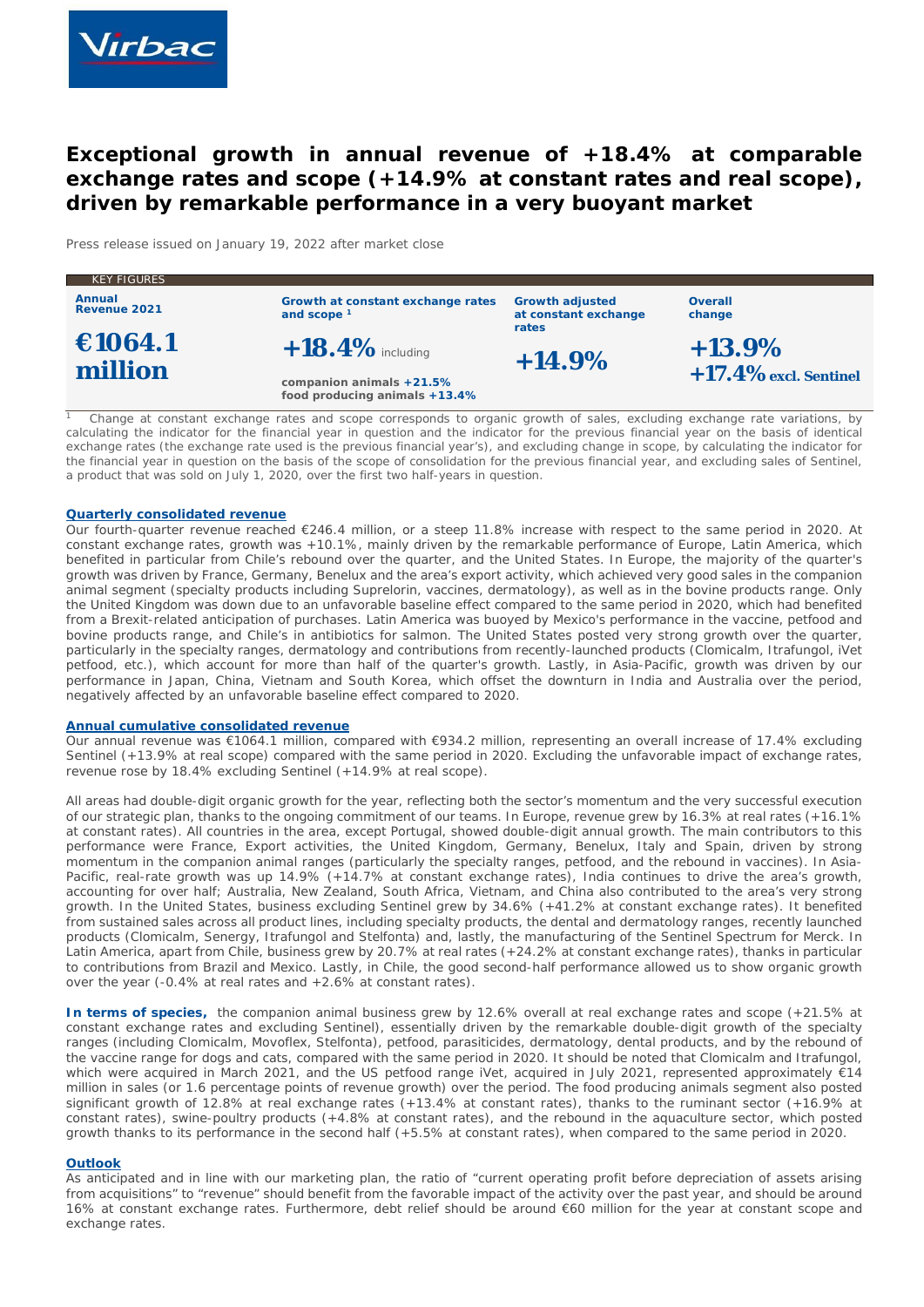# Exceptional growth in annual revenue of +18.4% at comparable exchange rates and scope (+14.9% at constant rates and real scope), driven by remarkable performance in a very buoyant market

Press release issued on January 19, 2022 after market close

**KEY FIGURES**

| Annual Revenue 2021 | Growth at constant exchange rates and scope [1] | Growth adjusted at constant exchange rates | Overall change |
|---|---|---|---|
| **€1064.1 million** | **+18.4%** including companion animals **+21.5%** food producing animals **+13.4%** | **+14.9%** | **+13.9%** **+17.4% excl. Sentinel** |

[1] Change at constant exchange rates and scope corresponds to organic growth of sales, excluding exchange rate variations, by calculating the indicator for the financial year in question and the indicator for the previous financial year on the basis of identical exchange rates (the exchange rate used is the previous financial year's), and excluding change in scope, by calculating the indicator for the financial year in question on the basis of the scope of consolidation for the previous financial year, and excluding sales of Sentinel, a product that was sold on July 1, 2020, over the first two half-years in question.

## Quarterly consolidated revenue

Our fourth-quarter revenue reached €246.4 million, or a steep 11.8% increase with respect to the same period in 2020. At constant exchange rates, growth was +10.1%, mainly driven by the remarkable performance of Europe, Latin America, which benefited in particular from Chile's rebound over the quarter, and the United States. In Europe, the majority of the quarter's growth was driven by France, Germany, Benelux and the area's export activity, which achieved very good sales in the companion animal segment (specialty products including Suprelorin, vaccines, dermatology), as well as in the bovine products range. Only the United Kingdom was down due to an unfavorable baseline effect compared to the same period in 2020, which had benefited from a Brexit-related anticipation of purchases. Latin America was buoyed by Mexico's performance in the vaccine, petfood and bovine products range, and Chile's in antibiotics for salmon. The United States posted very strong growth over the quarter, particularly in the specialty ranges, dermatology and contributions from recently-launched products (Clomicalm, Itrafungol, iVet petfood, etc.), which account for more than half of the quarter's growth. Lastly, in Asia-Pacific, growth was driven by our performance in Japan, China, Vietnam and South Korea, which offset the downturn in India and Australia over the period, negatively affected by an unfavorable baseline effect compared to 2020.

## Annual cumulative consolidated revenue

Our annual revenue was €1064.1 million, compared with €934.2 million, representing an overall increase of 17.4% excluding Sentinel (+13.9% at real scope) compared with the same period in 2020. Excluding the unfavorable impact of exchange rates, revenue rose by 18.4% excluding Sentinel (+14.9% at real scope).

All areas had double-digit organic growth for the year, reflecting both the sector's momentum and the very successful execution of our strategic plan, thanks to the ongoing commitment of our teams. In Europe, revenue grew by 16.3% at real rates (+16.1% at constant rates). All countries in the area, except Portugal, showed double-digit annual growth. The main contributors to this performance were France, Export activities, the United Kingdom, Germany, Benelux, Italy and Spain, driven by strong momentum in the companion animal ranges (particularly the specialty ranges, petfood, and the rebound in vaccines). In Asia-Pacific, real-rate growth was up 14.9% (+14.7% at constant exchange rates), India continues to drive the area's growth, accounting for over half; Australia, New Zealand, South Africa, Vietnam, and China also contributed to the area's very strong growth. In the United States, business excluding Sentinel grew by 34.6% (+41.2% at constant exchange rates). It benefited from sustained sales across all product lines, including specialty products, the dental and dermatology ranges, recently launched products (Clomicalm, Senergy, Itrafungol and Stelfonta) and, lastly, the manufacturing of the Sentinel Spectrum for Merck. In Latin America, apart from Chile, business grew by 20.7% at real rates (+24.2% at constant exchange rates), thanks in particular to contributions from Brazil and Mexico. Lastly, in Chile, the good second-half performance allowed us to show organic growth over the year (-0.4% at real rates and +2.6% at constant rates).

**In terms of species,** the companion animal business grew by 12.6% overall at real exchange rates and scope (+21.5% at constant exchange rates and excluding Sentinel), essentially driven by the remarkable double-digit growth of the specialty ranges (including Clomicalm, Movoflex, Stelfonta), petfood, parasiticides, dermatology, dental products, and by the rebound of the vaccine range for dogs and cats, compared with the same period in 2020. It should be noted that Clomicalm and Itrafungol, which were acquired in March 2021, and the US petfood range iVet, acquired in July 2021, represented approximately €14 million in sales (or 1.6 percentage points of revenue growth) over the period. The food producing animals segment also posted significant growth of 12.8% at real exchange rates (+13.4% at constant rates), thanks to the ruminant sector (+16.9% at constant rates), swine-poultry products (+4.8% at constant rates), and the rebound in the aquaculture sector, which posted growth thanks to its performance in the second half (+5.5% at constant rates), when compared to the same period in 2020.

## Outlook

As anticipated and in line with our marketing plan, the ratio of "current operating profit before depreciation of assets arising from acquisitions" to "revenue" should benefit from the favorable impact of the activity over the past year, and should be around 16% at constant exchange rates. Furthermore, debt relief should be around €60 million for the year at constant scope and exchange rates.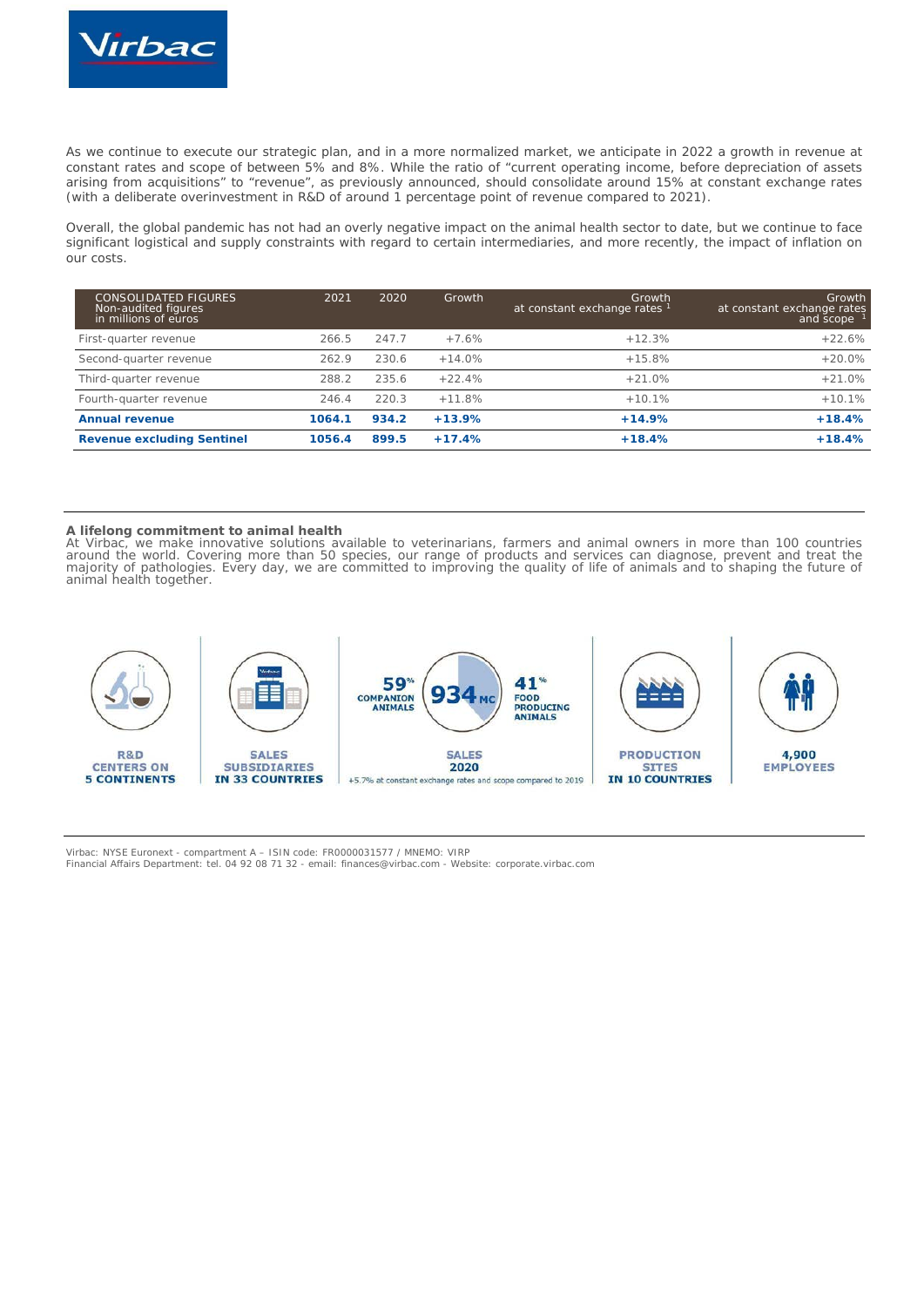As we continue to execute our strategic plan, and in a more normalized market, we anticipate in 2022 a growth in revenue at constant rates and scope of between 5% and 8%. While the ratio of "current operating income, before depreciation of assets arising from acquisitions" to "revenue", as previously announced, should consolidate around 15% at constant exchange rates (with a deliberate overinvestment in R&D of around 1 percentage point of revenue compared to 2021).

Overall, the global pandemic has not had an overly negative impact on the animal health sector to date, but we continue to face significant logistical and supply constraints with regard to certain intermediaries, and more recently, the impact of inflation on our costs.

| CONSOLIDATED FIGURES Non-audited figures in millions of euros | 2021 | 2020 | Growth | Growth at constant exchange rates [1] | Growth at constant exchange rates and scope [1] |
|---|---|---|---|---|---|
| First-quarter revenue | 266.5 | 247.7 | +7.6% | +12.3% | +22.6% |
| Second-quarter revenue | 262.9 | 230.6 | +14.0% | +15.8% | +20.0% |
| Third-quarter revenue | 288.2 | 235.6 | +22.4% | +21.0% | +21.0% |
| Fourth-quarter revenue | 246.4 | 220.3 | +11.8% | +10.1% | +10.1% |
| **Annual revenue** | **1064.1** | **934.2** | **+13.9%** | **+14.9%** | **+18.4%** |
| **Revenue excluding Sentinel** | **1056.4** | **899.5** | **+17.4%** | **+18.4%** | **+18.4%** |

**A lifelong commitment to animal health**
At Virbac, we make innovative solutions available to veterinarians, farmers and animal owners in more than 100 countries around the world. Covering more than 50 species, our range of products and services can diagnose, prevent and treat the majority of pathologies. Every day, we are committed to improving the quality of life of animals and to shaping the future of animal health together.

R&D CENTERS ON 5 CONTINENTS

SALES SUBSIDIARIES IN 33 COUNTRIES

59% COMPANION ANIMALS

934 M€

41% FOOD PRODUCING ANIMALS

SALES 2020

+5.7% at constant exchange rates and scope compared to 2019

PRODUCTION SITES IN 10 COUNTRIES

4,900 EMPLOYEES

Virbac: NYSE Euronext - compartment A – ISIN code: FR0000031577 / MNEMO: VIRP
Financial Affairs Department: tel. 04 92 08 71 32 - email: finances@virbac.com - Website: corporate.virbac.com